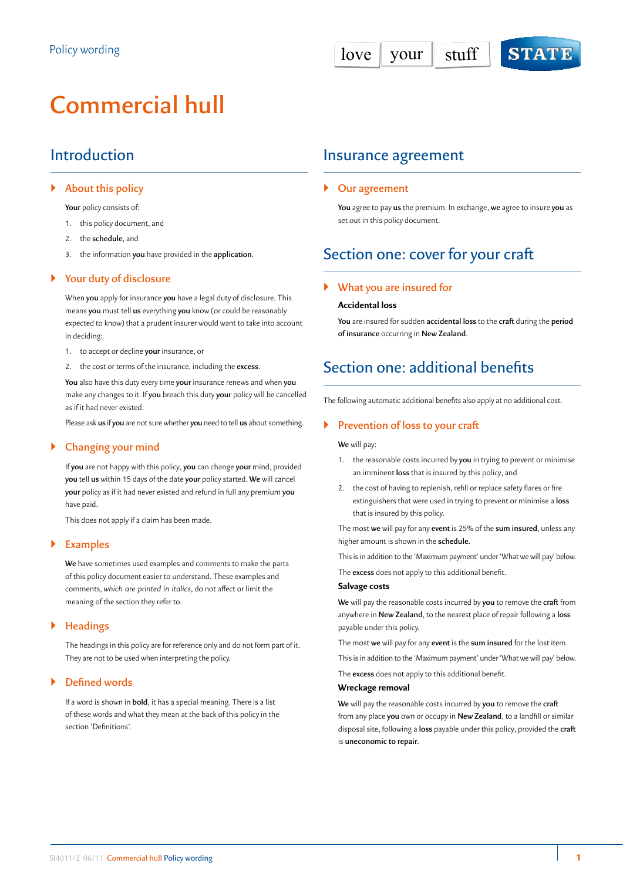Policy wording

# Commercial hull

## Introduction

### About this policy

**Your** policy consists of:

1. this policy document, and
2. the **schedule**, and
3. the information **you** have provided in the **application**.

### Your duty of disclosure

When **you** apply for insurance **you** have a legal duty of disclosure. This means **you** must tell **us** everything **you** know (or could be reasonably expected to know) that a prudent insurer would want to take into account in deciding:

1. to accept or decline **your** insurance, or
2. the cost or terms of the insurance, including the **excess**.

**You** also have this duty every time **your** insurance renews and when **you** make any changes to it. If **you** breach this duty **your** policy will be cancelled as if it had never existed.

Please ask **us** if **you** are not sure whether **you** need to tell **us** about something.

### Changing your mind

If **you** are not happy with this policy, **you** can change **your** mind, provided **you** tell **us** within 15 days of the date **your** policy started. **We** will cancel **your** policy as if it had never existed and refund in full any premium **you** have paid.

This does not apply if a claim has been made.

### Examples

**We** have sometimes used examples and comments to make the parts of this policy document easier to understand. These examples and comments, *which are printed in italics*, do not affect or limit the meaning of the section they refer to.

### Headings

The headings in this policy are for reference only and do not form part of it. They are not to be used when interpreting the policy.

### Defined words

If a word is shown in **bold**, it has a special meaning. There is a list of these words and what they mean at the back of this policy in the section 'Definitions'.

## Insurance agreement

### Our agreement

**You** agree to pay **us** the premium. In exchange, **we** agree to insure **you** as set out in this policy document.

## Section one: cover for your craft

### What you are insured for

**Accidental loss**

**You** are insured for sudden **accidental loss** to the **craft** during the **period of insurance** occurring in **New Zealand**.

## Section one: additional benefits

The following automatic additional benefits also apply at no additional cost.

### Prevention of loss to your craft

**We** will pay:

1. the reasonable costs incurred by **you** in trying to prevent or minimise an imminent **loss** that is insured by this policy, and
2. the cost of having to replenish, refill or replace safety flares or fire extinguishers that were used in trying to prevent or minimise a **loss** that is insured by this policy.

The most **we** will pay for any **event** is 25% of the **sum insured**, unless any higher amount is shown in the **schedule**.

This is in addition to the 'Maximum payment' under 'What we will pay' below.

The **excess** does not apply to this additional benefit.

**Salvage costs**

**We** will pay the reasonable costs incurred by **you** to remove the **craft** from anywhere in **New Zealand**, to the nearest place of repair following a **loss** payable under this policy.

The most **we** will pay for any **event** is the **sum insured** for the lost item.

This is in addition to the 'Maximum payment' under 'What we will pay' below.

The **excess** does not apply to this additional benefit.

**Wreckage removal**

**We** will pay the reasonable costs incurred by **you** to remove the **craft** from any place **you** own or occupy in **New Zealand**, to a landfill or similar disposal site, following a **loss** payable under this policy, provided the **craft** is **uneconomic to repair**.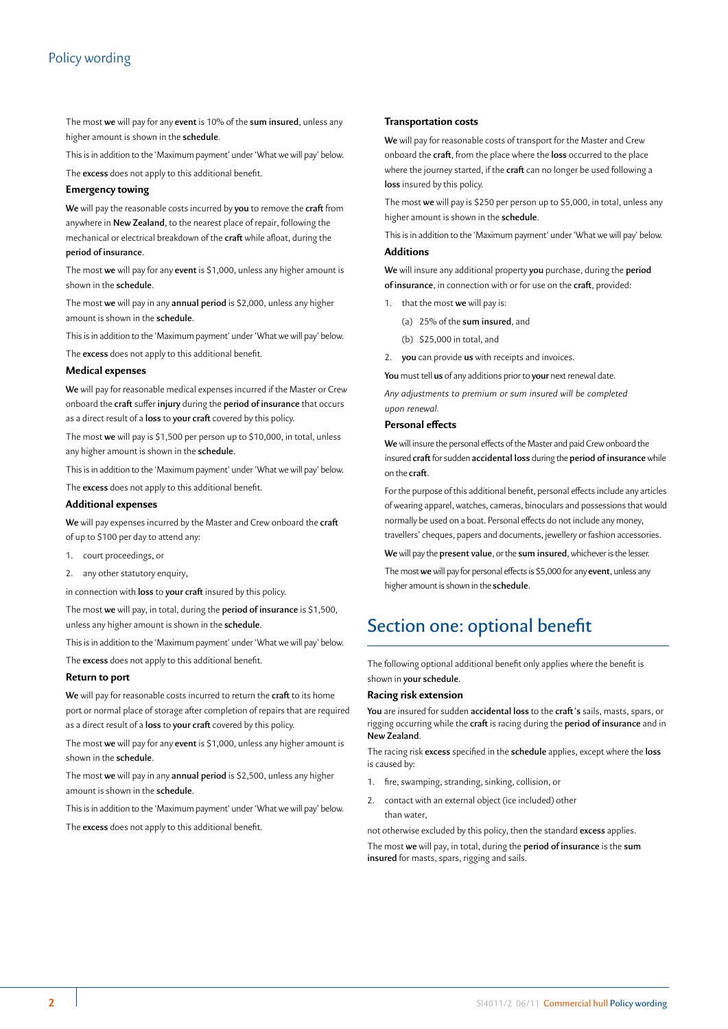The most **we** will pay for any **event** is 10% of the **sum insured**, unless any higher amount is shown in the **schedule**.

This is in addition to the 'Maximum payment' under 'What we will pay' below.

The **excess** does not apply to this additional benefit.

### Emergency towing

**We** will pay the reasonable costs incurred by **you** to remove the **craft** from anywhere in **New Zealand**, to the nearest place of repair, following the mechanical or electrical breakdown of the **craft** while afloat, during the **period of insurance**.

The most **we** will pay for any **event** is $1,000, unless any higher amount is shown in the **schedule**.

The most **we** will pay in any **annual period** is $2,000, unless any higher amount is shown in the **schedule**.

This is in addition to the 'Maximum payment' under 'What we will pay' below.

The **excess** does not apply to this additional benefit.

### Medical expenses

**We** will pay for reasonable medical expenses incurred if the Master or Crew onboard the **craft** suffer **injury** during the **period of insurance** that occurs as a direct result of a **loss** to **your craft** covered by this policy.

The most **we** will pay is $1,500 per person up to $10,000, in total, unless any higher amount is shown in the **schedule**.

This is in addition to the 'Maximum payment' under 'What we will pay' below.

The **excess** does not apply to this additional benefit.

### Additional expenses

**We** will pay expenses incurred by the Master and Crew onboard the **craft** of up to $100 per day to attend any:

1. court proceedings, or
2. any other statutory enquiry,

in connection with **loss** to **your craft** insured by this policy.

The most **we** will pay, in total, during the **period of insurance** is $1,500, unless any higher amount is shown in the **schedule**.

This is in addition to the 'Maximum payment' under 'What we will pay' below.

The **excess** does not apply to this additional benefit.

### Return to port

**We** will pay for reasonable costs incurred to return the **craft** to its home port or normal place of storage after completion of repairs that are required as a direct result of a **loss** to **your craft** covered by this policy.

The most **we** will pay for any **event** is $1,000, unless any higher amount is shown in the **schedule**.

The most **we** will pay in any **annual period** is $2,500, unless any higher amount is shown in the **schedule**.

This is in addition to the 'Maximum payment' under 'What we will pay' below.

The **excess** does not apply to this additional benefit.

### Transportation costs

**We** will pay for reasonable costs of transport for the Master and Crew onboard the **craft**, from the place where the **loss** occurred to the place where the journey started, if the **craft** can no longer be used following a **loss** insured by this policy.

The most **we** will pay is $250 per person up to $5,000, in total, unless any higher amount is shown in the **schedule**.

This is in addition to the 'Maximum payment' under 'What we will pay' below.

### Additions

**We** will insure any additional property **you** purchase, during the **period of insurance**, in connection with or for use on the **craft**, provided:

1. that the most **we** will pay is:
   - (a) 25% of the **sum insured**, and
   - (b) $25,000 in total, and
2. **you** can provide **us** with receipts and invoices.

**You** must tell **us** of any additions prior to **your** next renewal date.

*Any adjustments to premium or sum insured will be completed upon renewal.*

### Personal effects

**We** will insure the personal effects of the Master and paid Crew onboard the insured **craft** for sudden **accidental loss** during the **period of insurance** while on the **craft**.

For the purpose of this additional benefit, personal effects include any articles of wearing apparel, watches, cameras, binoculars and possessions that would normally be used on a boat. Personal effects do not include any money, travellers' cheques, papers and documents, jewellery or fashion accessories.

**We** will pay the **present value**, or the **sum insured**, whichever is the lesser.

The most **we** will pay for personal effects is $5,000 for any **event**, unless any higher amount is shown in the **schedule**.

## Section one: optional benefit

The following optional additional benefit only applies where the benefit is shown in **your schedule**.

### Racing risk extension

**You** are insured for sudden **accidental loss** to the **craft**'s sails, masts, spars, or rigging occurring while the **craft** is racing during the **period of insurance** and in **New Zealand**.

The racing risk **excess** specified in the **schedule** applies, except where the **loss** is caused by:

1. fire, swamping, stranding, sinking, collision, or
2. contact with an external object (ice included) other than water,

not otherwise excluded by this policy, then the standard **excess** applies.

The most **we** will pay, in total, during the **period of insurance** is the **sum insured** for masts, spars, rigging and sails.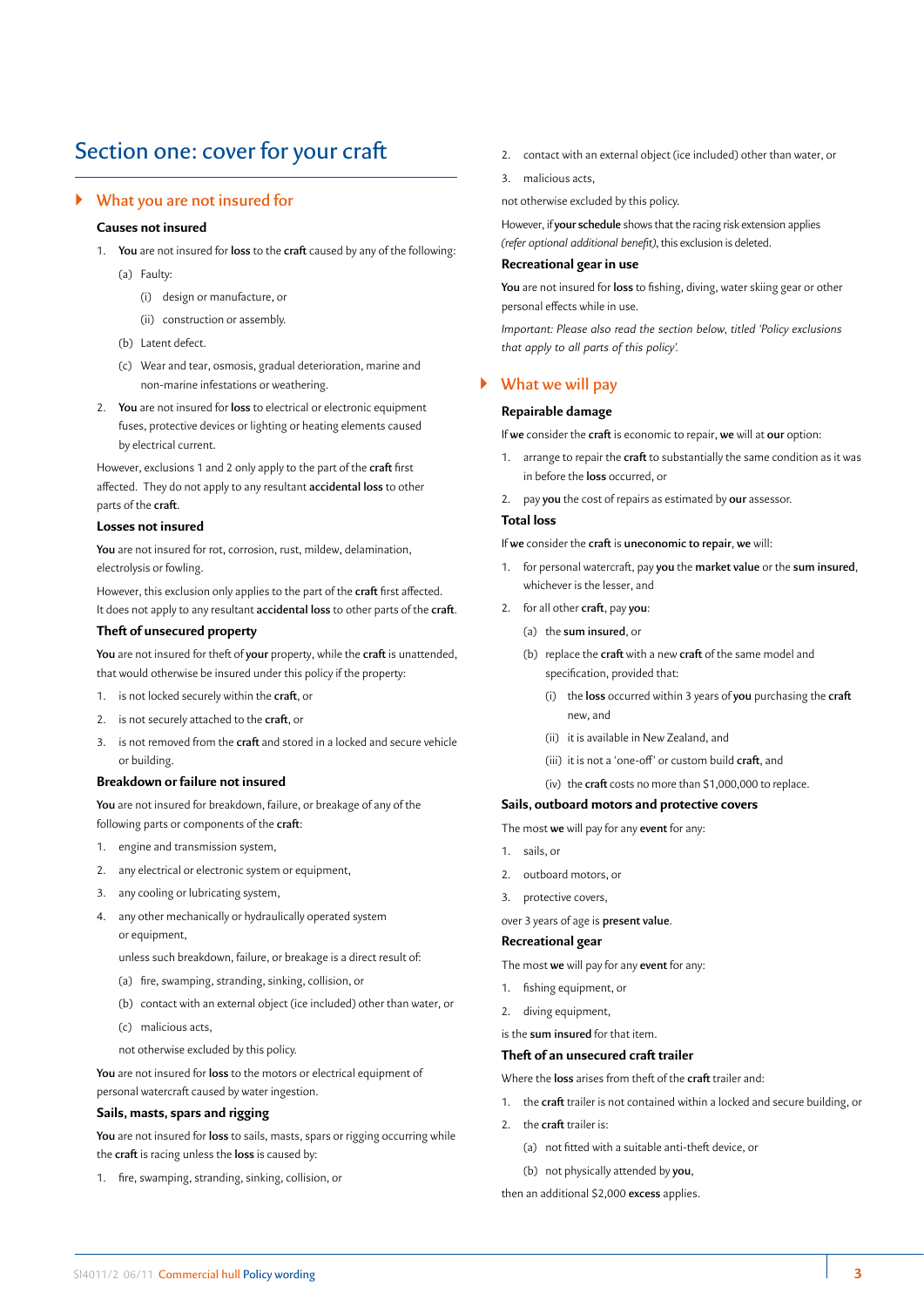# Section one: cover for your craft

## What you are not insured for

### Causes not insured

1. **You** are not insured for **loss** to the **craft** caused by any of the following:
   - (a) Faulty:
     - (i) design or manufacture, or
     - (ii) construction or assembly.
   - (b) Latent defect.
   - (c) Wear and tear, osmosis, gradual deterioration, marine and non-marine infestations or weathering.
2. **You** are not insured for **loss** to electrical or electronic equipment fuses, protective devices or lighting or heating elements caused by electrical current.

However, exclusions 1 and 2 only apply to the part of the **craft** first affected. They do not apply to any resultant **accidental loss** to other parts of the **craft**.

### Losses not insured

**You** are not insured for rot, corrosion, rust, mildew, delamination, electrolysis or fowling.

However, this exclusion only applies to the part of the **craft** first affected. It does not apply to any resultant **accidental loss** to other parts of the **craft**.

### Theft of unsecured property

**You** are not insured for theft of **your** property, while the **craft** is unattended, that would otherwise be insured under this policy if the property:

1. is not locked securely within the **craft**, or
2. is not securely attached to the **craft**, or
3. is not removed from the **craft** and stored in a locked and secure vehicle or building.

### Breakdown or failure not insured

**You** are not insured for breakdown, failure, or breakage of any of the following parts or components of the **craft**:

1. engine and transmission system,
2. any electrical or electronic system or equipment,
3. any cooling or lubricating system,
4. any other mechanically or hydraulically operated system or equipment,

   unless such breakdown, failure, or breakage is a direct result of:

   - (a) fire, swamping, stranding, sinking, collision, or
   - (b) contact with an external object (ice included) other than water, or
   - (c) malicious acts,

   not otherwise excluded by this policy.

**You** are not insured for **loss** to the motors or electrical equipment of personal watercraft caused by water ingestion.

### Sails, masts, spars and rigging

**You** are not insured for **loss** to sails, masts, spars or rigging occurring while the **craft** is racing unless the **loss** is caused by:

1. fire, swamping, stranding, sinking, collision, or
2. contact with an external object (ice included) other than water, or
3. malicious acts,

not otherwise excluded by this policy.

However, if **your schedule** shows that the racing risk extension applies *(refer optional additional benefit)*, this exclusion is deleted.

### Recreational gear in use

**You** are not insured for **loss** to fishing, diving, water skiing gear or other personal effects while in use.

*Important: Please also read the section below, titled 'Policy exclusions that apply to all parts of this policy'.*

## What we will pay

### Repairable damage

If **we** consider the **craft** is economic to repair, **we** will at **our** option:

1. arrange to repair the **craft** to substantially the same condition as it was in before the **loss** occurred, or
2. pay **you** the cost of repairs as estimated by **our** assessor.

### Total loss

If **we** consider the **craft** is **uneconomic to repair**, **we** will:

1. for personal watercraft, pay **you** the **market value** or the **sum insured**, whichever is the lesser, and
2. for all other **craft**, pay **you**:
   - (a) the **sum insured**, or
   - (b) replace the **craft** with a new **craft** of the same model and specification, provided that:
     - (i) the **loss** occurred within 3 years of **you** purchasing the **craft** new, and
     - (ii) it is available in New Zealand, and
     - (iii) it is not a 'one-off' or custom build **craft**, and
     - (iv) the **craft** costs no more than $1,000,000 to replace.

### Sails, outboard motors and protective covers

The most **we** will pay for any **event** for any:

1. sails, or
2. outboard motors, or
3. protective covers,

over 3 years of age is **present value**.

### Recreational gear

The most **we** will pay for any **event** for any:

1. fishing equipment, or
2. diving equipment,

is the **sum insured** for that item.

### Theft of an unsecured craft trailer

Where the **loss** arises from theft of the **craft** trailer and:

1. the **craft** trailer is not contained within a locked and secure building, or
2. the **craft** trailer is:
   - (a) not fitted with a suitable anti-theft device, or
   - (b) not physically attended by **you**,

then an additional $2,000 **excess** applies.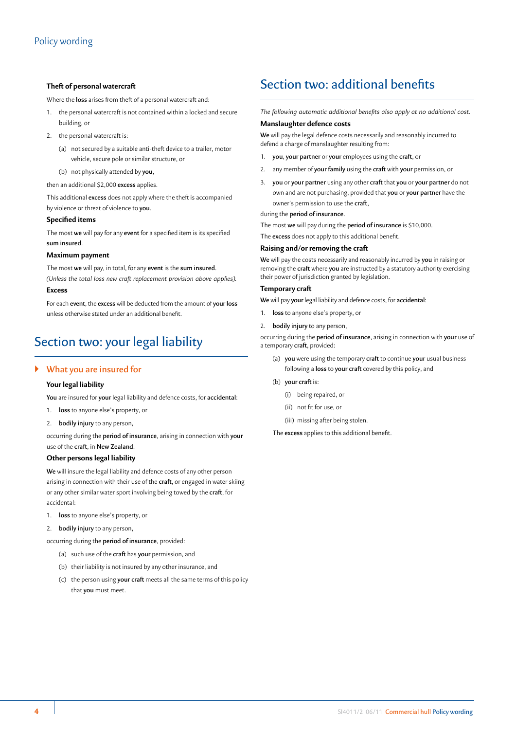### Theft of personal watercraft

Where the **loss** arises from theft of a personal watercraft and:

1. the personal watercraft is not contained within a locked and secure building, or
2. the personal watercraft is:
   (a) not secured by a suitable anti-theft device to a trailer, motor vehicle, secure pole or similar structure, or
   (b) not physically attended by **you**,

then an additional $2,000 **excess** applies.

This additional **excess** does not apply where the theft is accompanied by violence or threat of violence to **you**.

### Specified items

The most **we** will pay for any **event** for a specified item is its specified **sum insured**.

### Maximum payment

The most **we** will pay, in total, for any **event** is the **sum insured**.
*(Unless the total loss new craft replacement provision above applies).*

### Excess

For each **event**, the **excess** will be deducted from the amount of **your loss** unless otherwise stated under an additional benefit.

# Section two: your legal liability

## What you are insured for

### Your legal liability

**You** are insured for **your** legal liability and defence costs, for **accidental**:

1. **loss** to anyone else's property, or
2. **bodily injury** to any person,

occurring during the **period of insurance**, arising in connection with **your** use of the **craft**, in **New Zealand**.

### Other persons legal liability

**We** will insure the legal liability and defence costs of any other person arising in connection with their use of the **craft**, or engaged in water skiing or any other similar water sport involving being towed by the **craft**, for accidental:

1. **loss** to anyone else's property, or
2. **bodily injury** to any person,

occurring during the **period of insurance**, provided:

(a) such use of the **craft** has **your** permission, and
(b) their liability is not insured by any other insurance, and
(c) the person using **your craft** meets all the same terms of this policy that **you** must meet.

# Section two: additional benefits

*The following automatic additional benefits also apply at no additional cost.*

### Manslaughter defence costs

**We** will pay the legal defence costs necessarily and reasonably incurred to defend a charge of manslaughter resulting from:

1. **you**, **your partner** or **your** employees using the **craft**, or
2. any member of **your family** using the **craft** with **your** permission, or
3. **you** or **your partner** using any other **craft** that **you** or **your partner** do not own and are not purchasing, provided that **you** or **your partner** have the owner's permission to use the **craft**,

during the **period of insurance**.

The most **we** will pay during the **period of insurance** is $10,000.

The **excess** does not apply to this additional benefit.

### Raising and/or removing the craft

**We** will pay the costs necessarily and reasonably incurred by **you** in raising or removing the **craft** where **you** are instructed by a statutory authority exercising their power of jurisdiction granted by legislation.

### Temporary craft

**We** will pay **your** legal liability and defence costs, for **accidental**:

1. **loss** to anyone else's property, or
2. **bodily injury** to any person,

occurring during the **period of insurance**, arising in connection with **your** use of a temporary **craft**, provided:

(a) **you** were using the temporary **craft** to continue **your** usual business following a **loss** to **your craft** covered by this policy, and
(b) **your craft** is:
   (i) being repaired, or
   (ii) not fit for use, or
   (iii) missing after being stolen.

The **excess** applies to this additional benefit.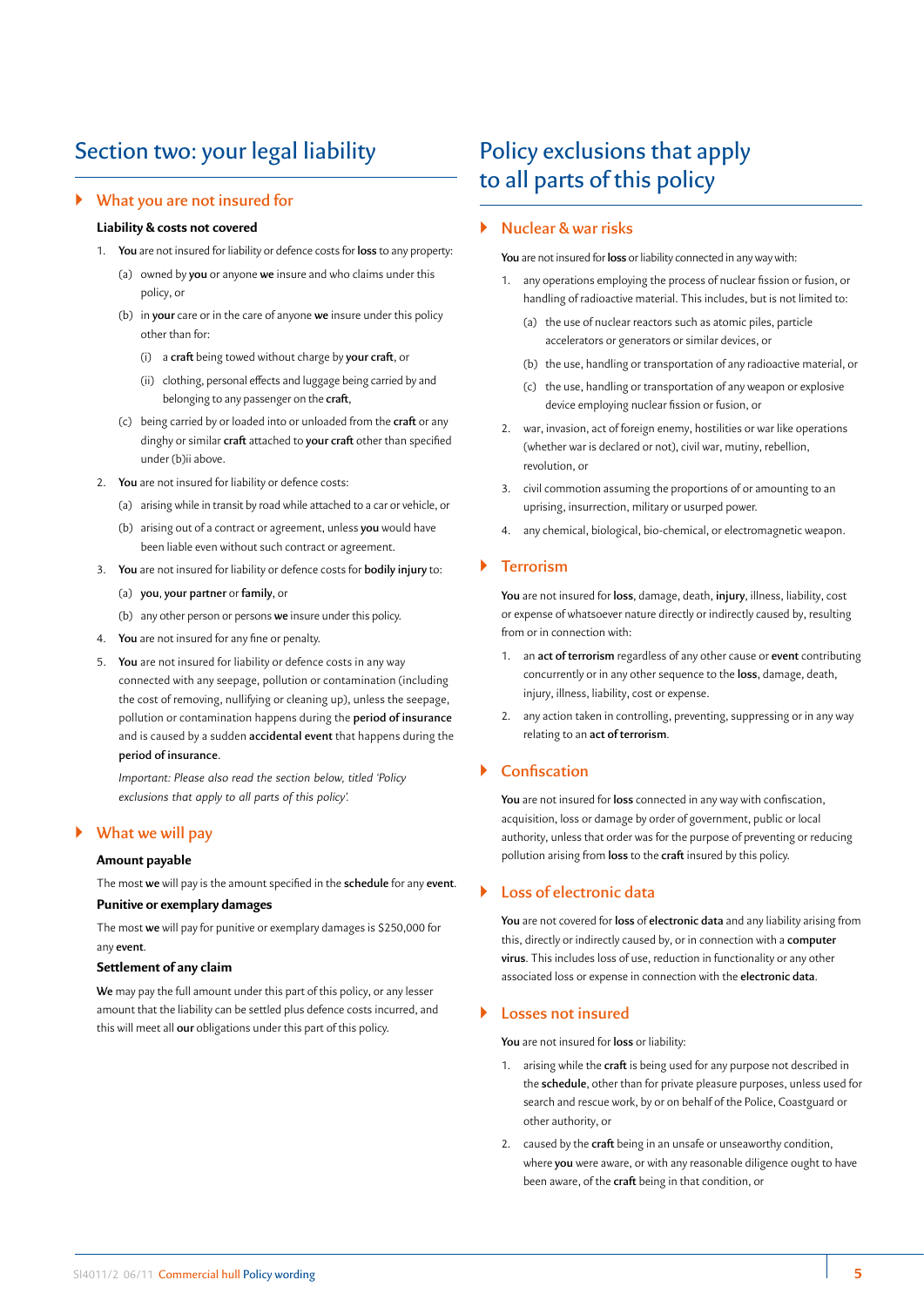# Section two: your legal liability

## What you are not insured for

### Liability & costs not covered

1. **You** are not insured for liability or defence costs for **loss** to any property:
   (a) owned by **you** or anyone **we** insure and who claims under this policy, or
   (b) in **your** care or in the care of anyone **we** insure under this policy other than for:
      (i) a **craft** being towed without charge by **your craft**, or
      (ii) clothing, personal effects and luggage being carried by and belonging to any passenger on the **craft**,
   (c) being carried by or loaded into or unloaded from the **craft** or any dinghy or similar **craft** attached to **your craft** other than specified under (b)ii above.
2. **You** are not insured for liability or defence costs:
   (a) arising while in transit by road while attached to a car or vehicle, or
   (b) arising out of a contract or agreement, unless **you** would have been liable even without such contract or agreement.
3. **You** are not insured for liability or defence costs for **bodily injury** to:
   (a) **you**, **your partner** or **family**, or
   (b) any other person or persons **we** insure under this policy.
4. **You** are not insured for any fine or penalty.
5. **You** are not insured for liability or defence costs in any way connected with any seepage, pollution or contamination (including the cost of removing, nullifying or cleaning up), unless the seepage, pollution or contamination happens during the **period of insurance** and is caused by a sudden **accidental event** that happens during the **period of insurance**.

*Important: Please also read the section below, titled 'Policy exclusions that apply to all parts of this policy'.*

## What we will pay

### Amount payable

The most **we** will pay is the amount specified in the **schedule** for any **event**.

### Punitive or exemplary damages

The most **we** will pay for punitive or exemplary damages is $250,000 for any **event**.

### Settlement of any claim

**We** may pay the full amount under this part of this policy, or any lesser amount that the liability can be settled plus defence costs incurred, and this will meet all **our** obligations under this part of this policy.

# Policy exclusions that apply to all parts of this policy

## Nuclear & war risks

**You** are not insured for **loss** or liability connected in any way with:

1. any operations employing the process of nuclear fission or fusion, or handling of radioactive material. This includes, but is not limited to:
   (a) the use of nuclear reactors such as atomic piles, particle accelerators or generators or similar devices, or
   (b) the use, handling or transportation of any radioactive material, or
   (c) the use, handling or transportation of any weapon or explosive device employing nuclear fission or fusion, or
2. war, invasion, act of foreign enemy, hostilities or war like operations (whether war is declared or not), civil war, mutiny, rebellion, revolution, or
3. civil commotion assuming the proportions of or amounting to an uprising, insurrection, military or usurped power.
4. any chemical, biological, bio-chemical, or electromagnetic weapon.

## Terrorism

**You** are not insured for **loss**, damage, death, **injury**, illness, liability, cost or expense of whatsoever nature directly or indirectly caused by, resulting from or in connection with:

1. an **act of terrorism** regardless of any other cause or **event** contributing concurrently or in any other sequence to the **loss**, damage, death, injury, illness, liability, cost or expense.
2. any action taken in controlling, preventing, suppressing or in any way relating to an **act of terrorism**.

## Confiscation

**You** are not insured for **loss** connected in any way with confiscation, acquisition, loss or damage by order of government, public or local authority, unless that order was for the purpose of preventing or reducing pollution arising from **loss** to the **craft** insured by this policy.

## Loss of electronic data

**You** are not covered for **loss** of **electronic data** and any liability arising from this, directly or indirectly caused by, or in connection with a **computer virus**. This includes loss of use, reduction in functionality or any other associated loss or expense in connection with the **electronic data**.

## Losses not insured

**You** are not insured for **loss** or liability:

1. arising while the **craft** is being used for any purpose not described in the **schedule**, other than for private pleasure purposes, unless used for search and rescue work, by or on behalf of the Police, Coastguard or other authority, or
2. caused by the **craft** being in an unsafe or unseaworthy condition, where **you** were aware, or with any reasonable diligence ought to have been aware, of the **craft** being in that condition, or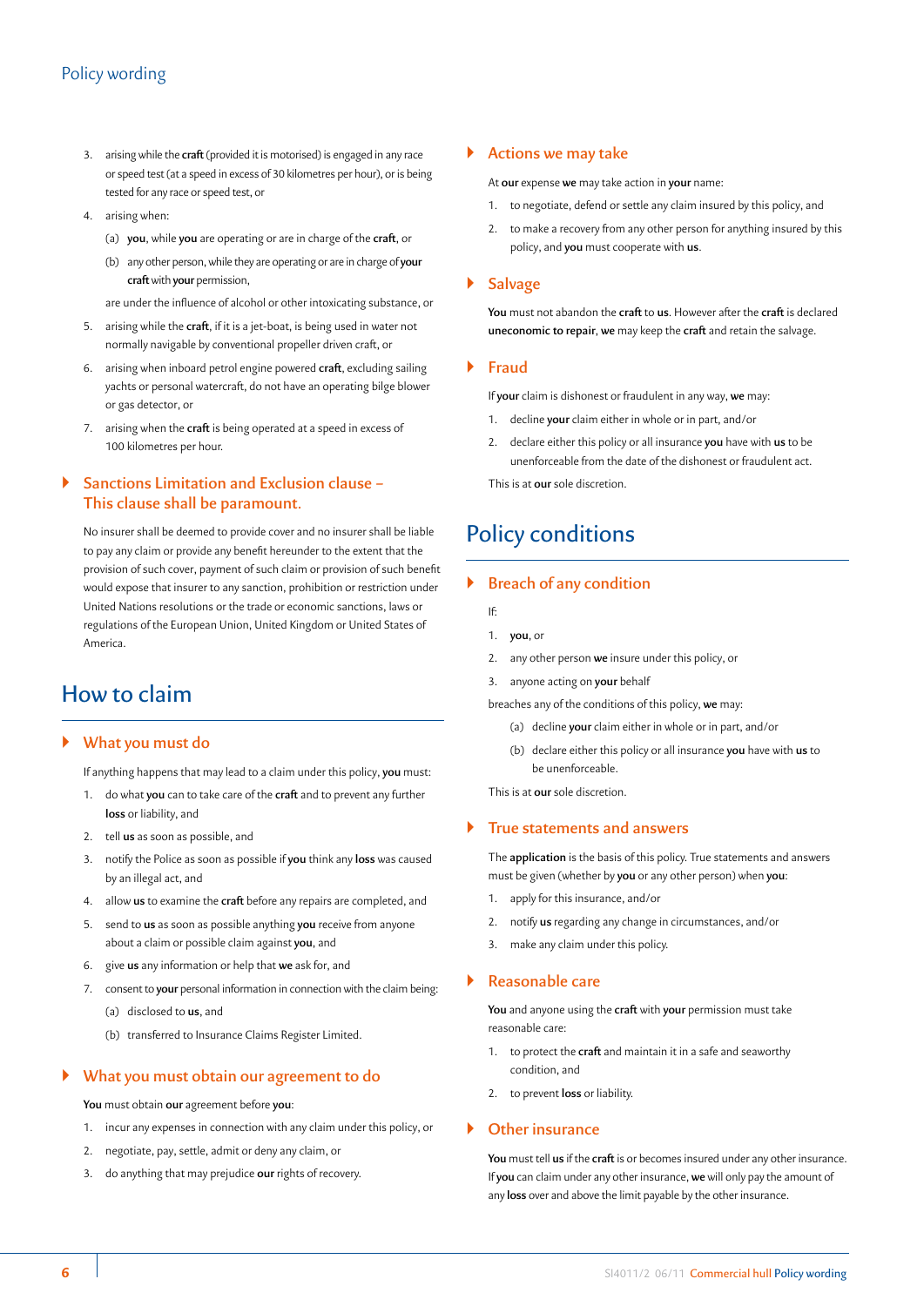3. arising while the **craft** (provided it is motorised) is engaged in any race or speed test (at a speed in excess of 30 kilometres per hour), or is being tested for any race or speed test, or
4. arising when:
   (a) **you**, while **you** are operating or are in charge of the **craft**, or
   (b) any other person, while they are operating or are in charge of **your craft** with **your** permission,

   are under the influence of alcohol or other intoxicating substance, or
5. arising while the **craft**, if it is a jet-boat, is being used in water not normally navigable by conventional propeller driven craft, or
6. arising when inboard petrol engine powered **craft**, excluding sailing yachts or personal watercraft, do not have an operating bilge blower or gas detector, or
7. arising when the **craft** is being operated at a speed in excess of 100 kilometres per hour.

### Sanctions Limitation and Exclusion clause – This clause shall be paramount.

No insurer shall be deemed to provide cover and no insurer shall be liable to pay any claim or provide any benefit hereunder to the extent that the provision of such cover, payment of such claim or provision of such benefit would expose that insurer to any sanction, prohibition or restriction under United Nations resolutions or the trade or economic sanctions, laws or regulations of the European Union, United Kingdom or United States of America.

## How to claim

### What you must do

If anything happens that may lead to a claim under this policy, **you** must:

1. do what **you** can to take care of the **craft** and to prevent any further **loss** or liability, and
2. tell **us** as soon as possible, and
3. notify the Police as soon as possible if **you** think any **loss** was caused by an illegal act, and
4. allow **us** to examine the **craft** before any repairs are completed, and
5. send to **us** as soon as possible anything **you** receive from anyone about a claim or possible claim against **you**, and
6. give **us** any information or help that **we** ask for, and
7. consent to **your** personal information in connection with the claim being:
   (a) disclosed to **us**, and
   (b) transferred to Insurance Claims Register Limited.

### What you must obtain our agreement to do

**You** must obtain **our** agreement before **you**:

1. incur any expenses in connection with any claim under this policy, or
2. negotiate, pay, settle, admit or deny any claim, or
3. do anything that may prejudice **our** rights of recovery.

### Actions we may take

At **our** expense **we** may take action in **your** name:

1. to negotiate, defend or settle any claim insured by this policy, and
2. to make a recovery from any other person for anything insured by this policy, and **you** must cooperate with **us**.

### Salvage

**You** must not abandon the **craft** to **us**. However after the **craft** is declared **uneconomic to repair**, **we** may keep the **craft** and retain the salvage.

### Fraud

If **your** claim is dishonest or fraudulent in any way, **we** may:

1. decline **your** claim either in whole or in part, and/or
2. declare either this policy or all insurance **you** have with **us** to be unenforceable from the date of the dishonest or fraudulent act.

This is at **our** sole discretion.

## Policy conditions

### Breach of any condition

If:

1. **you**, or
2. any other person **we** insure under this policy, or
3. anyone acting on **your** behalf

breaches any of the conditions of this policy, **we** may:

   (a) decline **your** claim either in whole or in part, and/or
   (b) declare either this policy or all insurance **you** have with **us** to be unenforceable.

This is at **our** sole discretion.

### True statements and answers

The **application** is the basis of this policy. True statements and answers must be given (whether by **you** or any other person) when **you**:

1. apply for this insurance, and/or
2. notify **us** regarding any change in circumstances, and/or
3. make any claim under this policy.

### Reasonable care

**You** and anyone using the **craft** with **your** permission must take reasonable care:

1. to protect the **craft** and maintain it in a safe and seaworthy condition, and
2. to prevent **loss** or liability.

### Other insurance

**You** must tell **us** if the **craft** is or becomes insured under any other insurance. If **you** can claim under any other insurance, **we** will only pay the amount of any **loss** over and above the limit payable by the other insurance.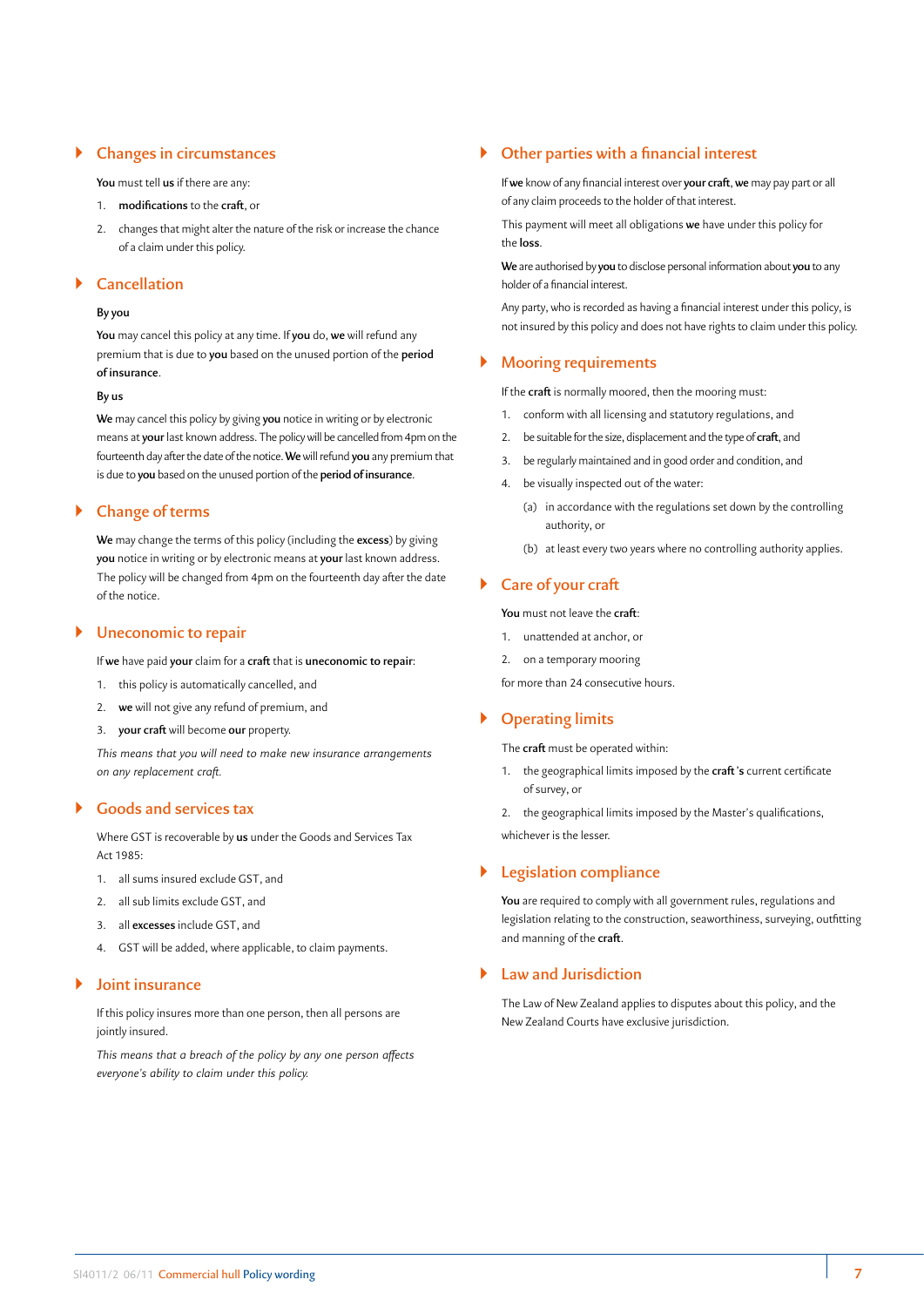## Changes in circumstances

**You** must tell **us** if there are any:

1. **modifications** to the **craft**, or
2. changes that might alter the nature of the risk or increase the chance of a claim under this policy.

## Cancellation

**By you**

**You** may cancel this policy at any time. If **you** do, **we** will refund any premium that is due to **you** based on the unused portion of the **period of insurance**.

**By us**

**We** may cancel this policy by giving **you** notice in writing or by electronic means at **your** last known address. The policy will be cancelled from 4pm on the fourteenth day after the date of the notice. **We** will refund **you** any premium that is due to **you** based on the unused portion of the **period of insurance**.

## Change of terms

**We** may change the terms of this policy (including the **excess**) by giving **you** notice in writing or by electronic means at **your** last known address. The policy will be changed from 4pm on the fourteenth day after the date of the notice.

## Uneconomic to repair

If **we** have paid **your** claim for a **craft** that is **uneconomic to repair**:

1. this policy is automatically cancelled, and
2. **we** will not give any refund of premium, and
3. **your craft** will become **our** property.

*This means that you will need to make new insurance arrangements on any replacement craft.*

## Goods and services tax

Where GST is recoverable by **us** under the Goods and Services Tax Act 1985:

1. all sums insured exclude GST, and
2. all sub limits exclude GST, and
3. all **excesses** include GST, and
4. GST will be added, where applicable, to claim payments.

## Joint insurance

If this policy insures more than one person, then all persons are jointly insured.

*This means that a breach of the policy by any one person affects everyone's ability to claim under this policy.*

## Other parties with a financial interest

If **we** know of any financial interest over **your craft**, **we** may pay part or all of any claim proceeds to the holder of that interest.

This payment will meet all obligations **we** have under this policy for the **loss**.

**We** are authorised by **you** to disclose personal information about **you** to any holder of a financial interest.

Any party, who is recorded as having a financial interest under this policy, is not insured by this policy and does not have rights to claim under this policy.

## Mooring requirements

If the **craft** is normally moored, then the mooring must:

1. conform with all licensing and statutory regulations, and
2. be suitable for the size, displacement and the type of **craft**, and
3. be regularly maintained and in good order and condition, and
4. be visually inspected out of the water:
   (a) in accordance with the regulations set down by the controlling authority, or
   (b) at least every two years where no controlling authority applies.

## Care of your craft

**You** must not leave the **craft**:

1. unattended at anchor, or
2. on a temporary mooring

for more than 24 consecutive hours.

## Operating limits

The **craft** must be operated within:

1. the geographical limits imposed by the **craft**'s current certificate of survey, or
2. the geographical limits imposed by the Master's qualifications,

whichever is the lesser.

## Legislation compliance

**You** are required to comply with all government rules, regulations and legislation relating to the construction, seaworthiness, surveying, outfitting and manning of the **craft**.

## Law and Jurisdiction

The Law of New Zealand applies to disputes about this policy, and the New Zealand Courts have exclusive jurisdiction.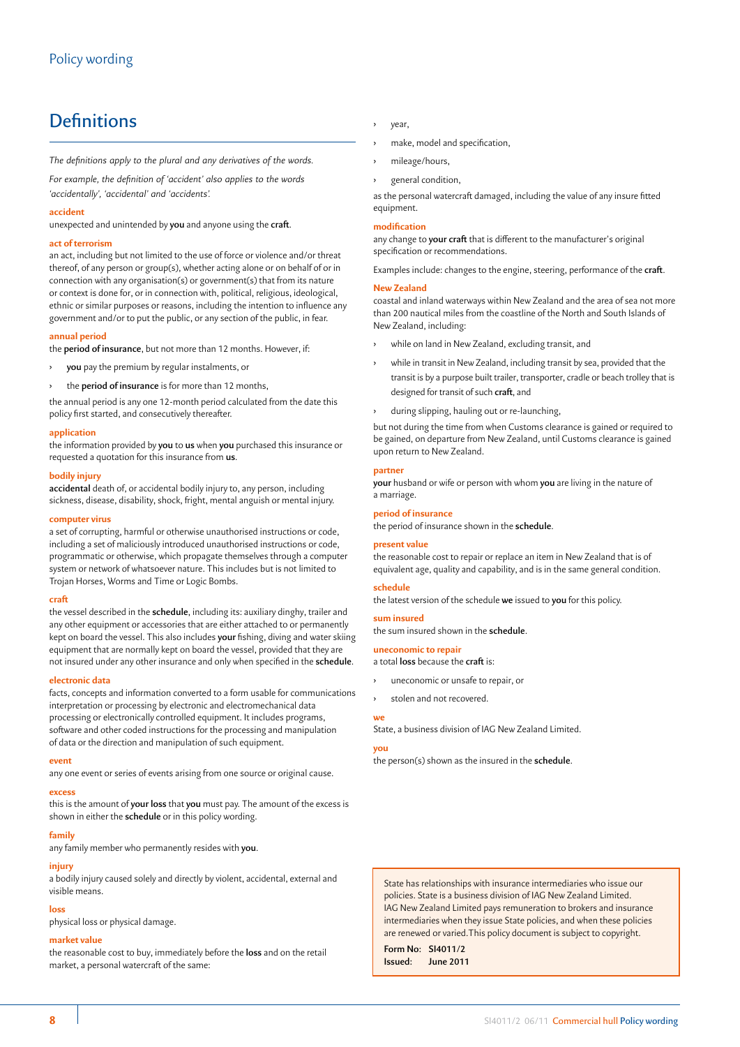# Definitions

*The definitions apply to the plural and any derivatives of the words.*

*For example, the definition of 'accident' also applies to the words 'accidentally', 'accidental' and 'accidents'.*

**accident**

unexpected and unintended by **you** and anyone using the **craft**.

**act of terrorism**

an act, including but not limited to the use of force or violence and/or threat thereof, of any person or group(s), whether acting alone or on behalf of or in connection with any organisation(s) or government(s) that from its nature or context is done for, or in connection with, political, religious, ideological, ethnic or similar purposes or reasons, including the intention to influence any government and/or to put the public, or any section of the public, in fear.

**annual period**

the **period of insurance**, but not more than 12 months. However, if:

- **you** pay the premium by regular instalments, or
- the **period of insurance** is for more than 12 months,

the annual period is any one 12-month period calculated from the date this policy first started, and consecutively thereafter.

**application**

the information provided by **you** to **us** when **you** purchased this insurance or requested a quotation for this insurance from **us**.

**bodily injury**

**accidental** death of, or accidental bodily injury to, any person, including sickness, disease, disability, shock, fright, mental anguish or mental injury.

**computer virus**

a set of corrupting, harmful or otherwise unauthorised instructions or code, including a set of maliciously introduced unauthorised instructions or code, programmatic or otherwise, which propagate themselves through a computer system or network of whatsoever nature. This includes but is not limited to Trojan Horses, Worms and Time or Logic Bombs.

**craft**

the vessel described in the **schedule**, including its: auxiliary dinghy, trailer and any other equipment or accessories that are either attached to or permanently kept on board the vessel. This also includes **your** fishing, diving and water skiing equipment that are normally kept on board the vessel, provided that they are not insured under any other insurance and only when specified in the **schedule**.

**electronic data**

facts, concepts and information converted to a form usable for communications interpretation or processing by electronic and electromechanical data processing or electronically controlled equipment. It includes programs, software and other coded instructions for the processing and manipulation of data or the direction and manipulation of such equipment.

**event**

any one event or series of events arising from one source or original cause.

**excess**

this is the amount of **your loss** that **you** must pay. The amount of the excess is shown in either the **schedule** or in this policy wording.

**family**

any family member who permanently resides with **you**.

**injury**

a bodily injury caused solely and directly by violent, accidental, external and visible means.

**loss**

physical loss or physical damage.

**market value**

the reasonable cost to buy, immediately before the **loss** and on the retail market, a personal watercraft of the same:

- year,
- make, model and specification,
- mileage/hours,
- general condition,

as the personal watercraft damaged, including the value of any insure fitted equipment.

**modification**

any change to **your craft** that is different to the manufacturer's original specification or recommendations.

Examples include: changes to the engine, steering, performance of the **craft**.

**New Zealand**

coastal and inland waterways within New Zealand and the area of sea not more than 200 nautical miles from the coastline of the North and South Islands of New Zealand, including:

- while on land in New Zealand, excluding transit, and
- while in transit in New Zealand, including transit by sea, provided that the transit is by a purpose built trailer, transporter, cradle or beach trolley that is designed for transit of such **craft**, and
- during slipping, hauling out or re-launching,

but not during the time from when Customs clearance is gained or required to be gained, on departure from New Zealand, until Customs clearance is gained upon return to New Zealand.

**partner**

**your** husband or wife or person with whom **you** are living in the nature of a marriage.

**period of insurance**

the period of insurance shown in the **schedule**.

**present value**

the reasonable cost to repair or replace an item in New Zealand that is of equivalent age, quality and capability, and is in the same general condition.

**schedule**

the latest version of the schedule **we** issued to **you** for this policy.

**sum insured**

the sum insured shown in the **schedule**.

**uneconomic to repair**

a total **loss** because the **craft** is:

- uneconomic or unsafe to repair, or
- stolen and not recovered.

**we**

State, a business division of IAG New Zealand Limited.

**you**

the person(s) shown as the insured in the **schedule**.

State has relationships with insurance intermediaries who issue our policies. State is a business division of IAG New Zealand Limited. IAG New Zealand Limited pays remuneration to brokers and insurance intermediaries when they issue State policies, and when these policies are renewed or varied.This policy document is subject to copyright.

**Form No: SI4011/2**
**Issued: June 2011**